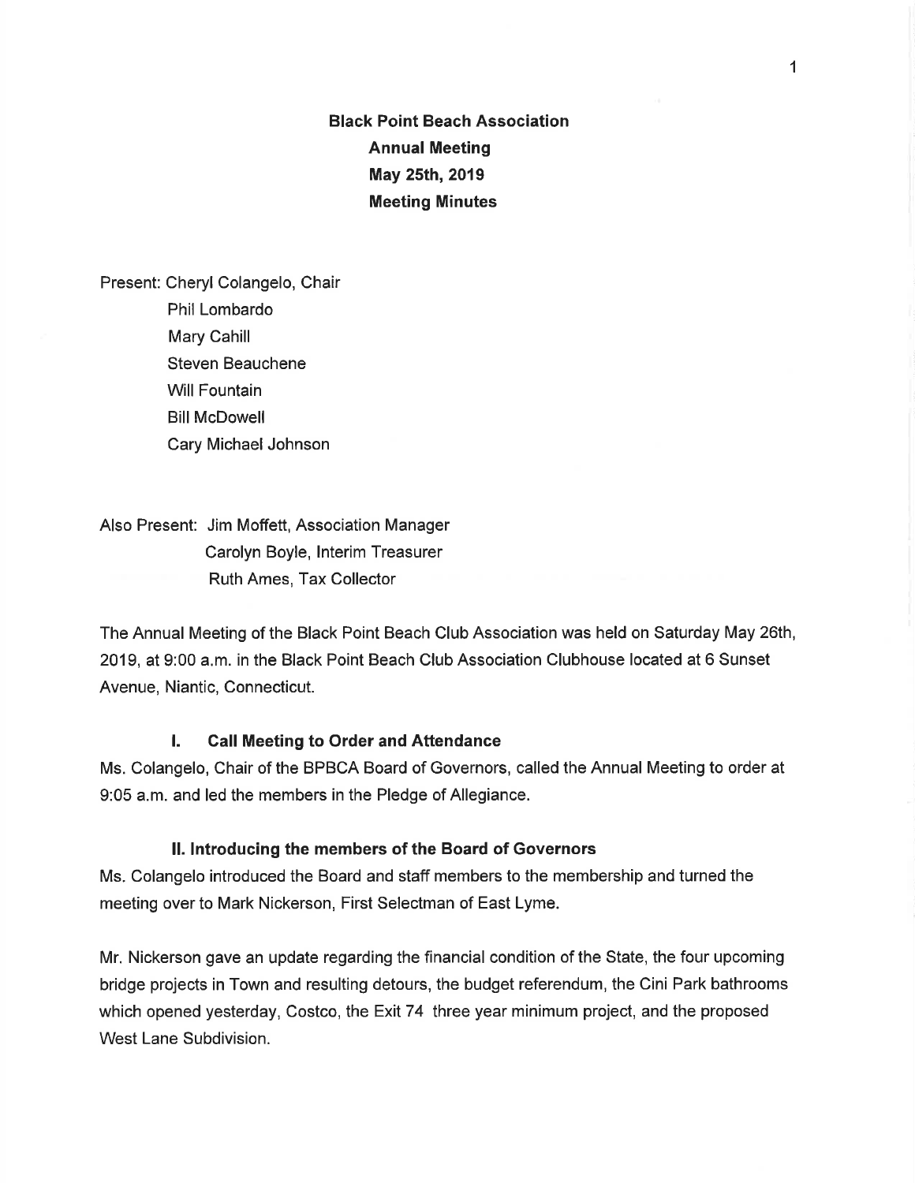**Black Point Beach Association**
**Annual Meeting**
**May 25th, 2019**
**Meeting Minutes**

Present: Cheryl Colangelo, Chair
Phil Lombardo
Mary Cahill
Steven Beauchene
Will Fountain
Bill McDowell
Cary Michael Johnson

Also Present: Jim Moffett, Association Manager
Carolyn Boyle, Interim Treasurer
Ruth Ames, Tax Collector

The Annual Meeting of the Black Point Beach Club Association was held on Saturday May 26th, 2019, at 9:00 a.m. in the Black Point Beach Club Association Clubhouse located at 6 Sunset Avenue, Niantic, Connecticut.

### I. Call Meeting to Order and Attendance

Ms. Colangelo, Chair of the BPBCA Board of Governors, called the Annual Meeting to order at 9:05 a.m. and led the members in the Pledge of Allegiance.

### II. Introducing the members of the Board of Governors

Ms. Colangelo introduced the Board and staff members to the membership and turned the meeting over to Mark Nickerson, First Selectman of East Lyme.

Mr. Nickerson gave an update regarding the financial condition of the State, the four upcoming bridge projects in Town and resulting detours, the budget referendum, the Cini Park bathrooms which opened yesterday, Costco, the Exit 74 three year minimum project, and the proposed West Lane Subdivision.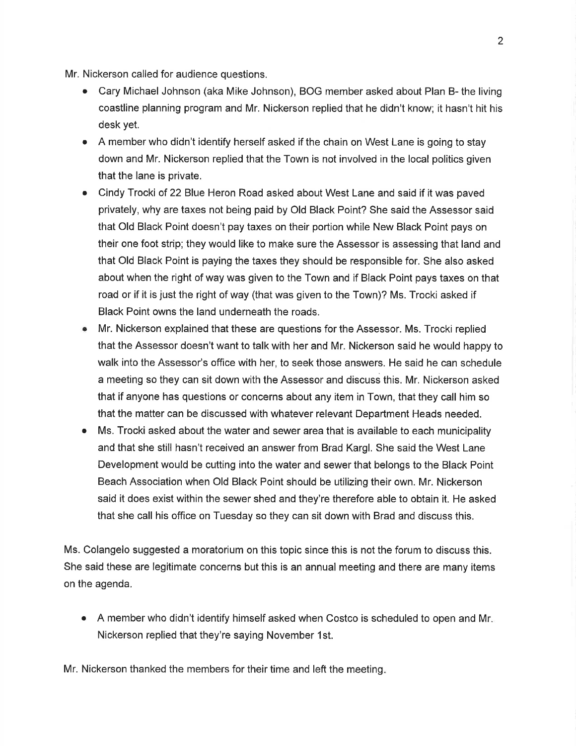Mr. Nickerson called for audience questions.

- Cary Michael Johnson (aka Mike Johnson), BOG member asked about Plan B- the living coastline planning program and Mr. Nickerson replied that he didn't know; it hasn't hit his desk yet.
- A member who didn't identify herself asked if the chain on West Lane is going to stay down and Mr. Nickerson replied that the Town is not involved in the local politics given that the lane is private.
- Cindy Trocki of 22 Blue Heron Road asked about West Lane and said if it was paved privately, why are taxes not being paid by Old Black Point? She said the Assessor said that Old Black Point doesn't pay taxes on their portion while New Black Point pays on their one foot strip; they would like to make sure the Assessor is assessing that land and that Old Black Point is paying the taxes they should be responsible for. She also asked about when the right of way was given to the Town and if Black Point pays taxes on that road or if it is just the right of way (that was given to the Town)? Ms. Trocki asked if Black Point owns the land underneath the roads.
- Mr. Nickerson explained that these are questions for the Assessor. Ms. Trocki replied that the Assessor doesn't want to talk with her and Mr. Nickerson said he would happy to walk into the Assessor's office with her, to seek those answers. He said he can schedule a meeting so they can sit down with the Assessor and discuss this. Mr. Nickerson asked that if anyone has questions or concerns about any item in Town, that they call him so that the matter can be discussed with whatever relevant Department Heads needed.
- Ms. Trocki asked about the water and sewer area that is available to each municipality and that she still hasn't received an answer from Brad Kargl. She said the West Lane Development would be cutting into the water and sewer that belongs to the Black Point Beach Association when Old Black Point should be utilizing their own. Mr. Nickerson said it does exist within the sewer shed and they're therefore able to obtain it. He asked that she call his office on Tuesday so they can sit down with Brad and discuss this.

Ms. Colangelo suggested a moratorium on this topic since this is not the forum to discuss this. She said these are legitimate concerns but this is an annual meeting and there are many items on the agenda.

- A member who didn't identify himself asked when Costco is scheduled to open and Mr. Nickerson replied that they're saying November 1st.

Mr. Nickerson thanked the members for their time and left the meeting.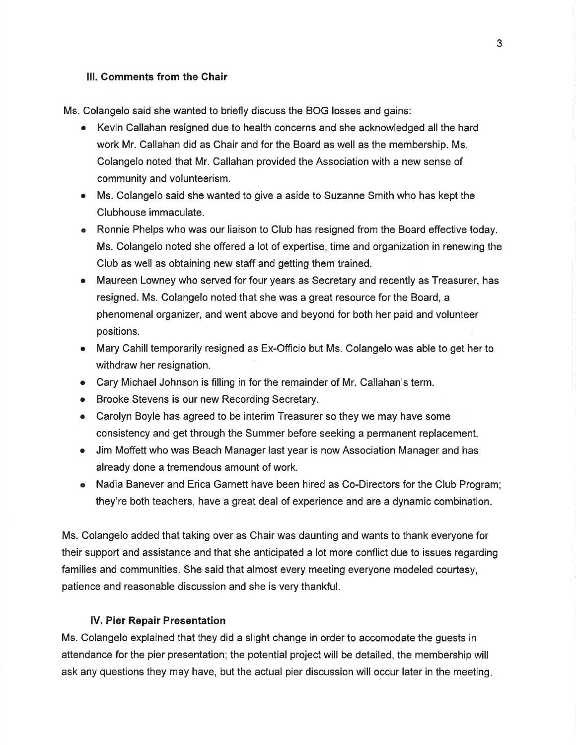### III. Comments from the Chair

Ms. Colangelo said she wanted to briefly discuss the BOG losses and gains:

- Kevin Callahan resigned due to health concerns and she acknowledged all the hard work Mr. Callahan did as Chair and for the Board as well as the membership. Ms. Colangelo noted that Mr. Callahan provided the Association with a new sense of community and volunteerism.
- Ms. Colangelo said she wanted to give a aside to Suzanne Smith who has kept the Clubhouse immaculate.
- Ronnie Phelps who was our liaison to Club has resigned from the Board effective today. Ms. Colangelo noted she offered a lot of expertise, time and organization in renewing the Club as well as obtaining new staff and getting them trained.
- Maureen Lowney who served for four years as Secretary and recently as Treasurer, has resigned. Ms. Colangelo noted that she was a great resource for the Board, a phenomenal organizer, and went above and beyond for both her paid and volunteer positions.
- Mary Cahill temporarily resigned as Ex-Officio but Ms. Colangelo was able to get her to withdraw her resignation.
- Cary Michael Johnson is filling in for the remainder of Mr. Callahan's term.
- Brooke Stevens is our new Recording Secretary.
- Carolyn Boyle has agreed to be interim Treasurer so they we may have some consistency and get through the Summer before seeking a permanent replacement.
- Jim Moffett who was Beach Manager last year is now Association Manager and has already done a tremendous amount of work.
- Nadia Banever and Erica Garnett have been hired as Co-Directors for the Club Program; they're both teachers, have a great deal of experience and are a dynamic combination.

Ms. Colangelo added that taking over as Chair was daunting and wants to thank everyone for their support and assistance and that she anticipated a lot more conflict due to issues regarding families and communities. She said that almost every meeting everyone modeled courtesy, patience and reasonable discussion and she is very thankful.

### IV. Pier Repair Presentation

Ms. Colangelo explained that they did a slight change in order to accomodate the guests in attendance for the pier presentation; the potential project will be detailed, the membership will ask any questions they may have, but the actual pier discussion will occur later in the meeting.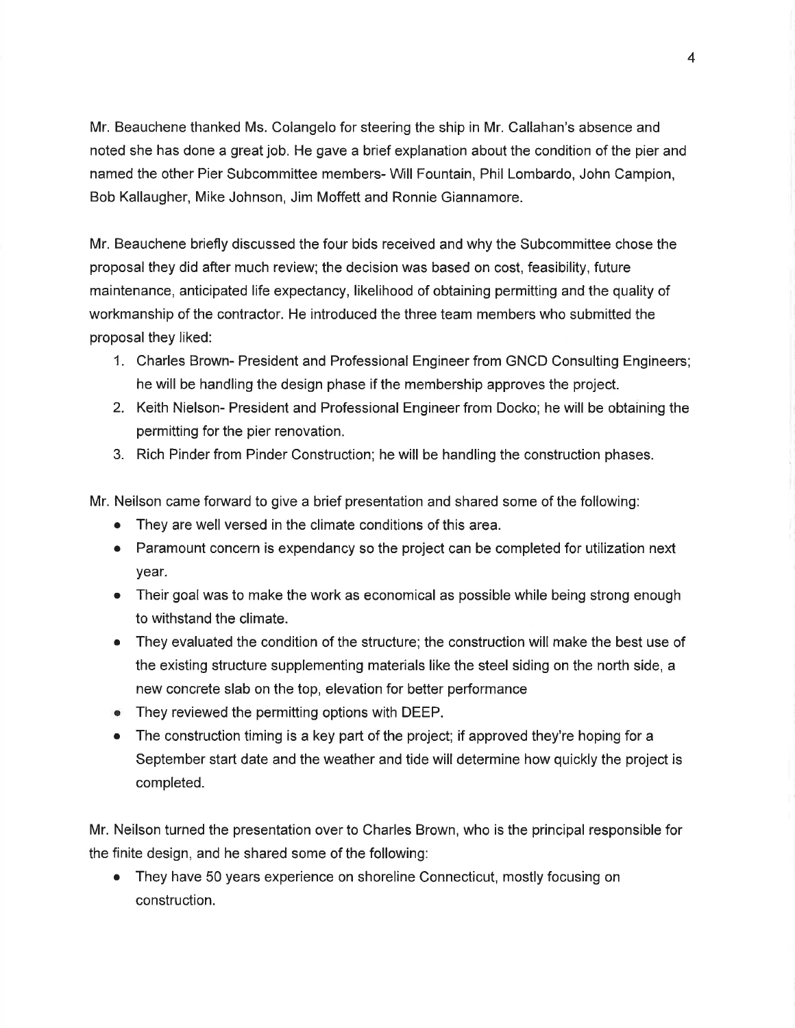Mr. Beauchene thanked Ms. Colangelo for steering the ship in Mr. Callahan's absence and noted she has done a great job. He gave a brief explanation about the condition of the pier and named the other Pier Subcommittee members- Will Fountain, Phil Lombardo, John Campion, Bob Kallaugher, Mike Johnson, Jim Moffett and Ronnie Giannamore.

Mr. Beauchene briefly discussed the four bids received and why the Subcommittee chose the proposal they did after much review; the decision was based on cost, feasibility, future maintenance, anticipated life expectancy, likelihood of obtaining permitting and the quality of workmanship of the contractor. He introduced the three team members who submitted the proposal they liked:

1. Charles Brown- President and Professional Engineer from GNCD Consulting Engineers; he will be handling the design phase if the membership approves the project.
2. Keith Nielson- President and Professional Engineer from Docko; he will be obtaining the permitting for the pier renovation.
3. Rich Pinder from Pinder Construction; he will be handling the construction phases.

Mr. Neilson came forward to give a brief presentation and shared some of the following:

- They are well versed in the climate conditions of this area.
- Paramount concern is expendancy so the project can be completed for utilization next year.
- Their goal was to make the work as economical as possible while being strong enough to withstand the climate.
- They evaluated the condition of the structure; the construction will make the best use of the existing structure supplementing materials like the steel siding on the north side, a new concrete slab on the top, elevation for better performance
- They reviewed the permitting options with DEEP.
- The construction timing is a key part of the project; if approved they're hoping for a September start date and the weather and tide will determine how quickly the project is completed.

Mr. Neilson turned the presentation over to Charles Brown, who is the principal responsible for the finite design, and he shared some of the following:

- They have 50 years experience on shoreline Connecticut, mostly focusing on construction.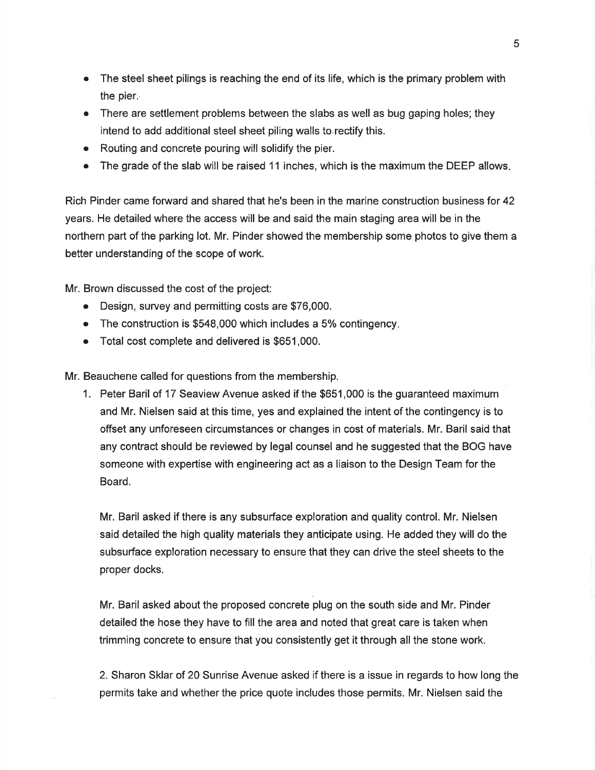- The steel sheet pilings is reaching the end of its life, which is the primary problem with the pier.
- There are settlement problems between the slabs as well as bug gaping holes; they intend to add additional steel sheet piling walls to rectify this.
- Routing and concrete pouring will solidify the pier.
- The grade of the slab will be raised 11 inches, which is the maximum the DEEP allows.

Rich Pinder came forward and shared that he's been in the marine construction business for 42 years. He detailed where the access will be and said the main staging area will be in the northern part of the parking lot. Mr. Pinder showed the membership some photos to give them a better understanding of the scope of work.

Mr. Brown discussed the cost of the project:

- Design, survey and permitting costs are $76,000.
- The construction is $548,000 which includes a 5% contingency.
- Total cost complete and delivered is $651,000.

Mr. Beauchene called for questions from the membership.

1. Peter Baril of 17 Seaview Avenue asked if the $651,000 is the guaranteed maximum and Mr. Nielsen said at this time, yes and explained the intent of the contingency is to offset any unforeseen circumstances or changes in cost of materials. Mr. Baril said that any contract should be reviewed by legal counsel and he suggested that the BOG have someone with expertise with engineering act as a liaison to the Design Team for the Board.

   Mr. Baril asked if there is any subsurface exploration and quality control. Mr. Nielsen said detailed the high quality materials they anticipate using. He added they will do the subsurface exploration necessary to ensure that they can drive the steel sheets to the proper docks.

   Mr. Baril asked about the proposed concrete plug on the south side and Mr. Pinder detailed the hose they have to fill the area and noted that great care is taken when trimming concrete to ensure that you consistently get it through all the stone work.

2. Sharon Sklar of 20 Sunrise Avenue asked if there is a issue in regards to how long the permits take and whether the price quote includes those permits. Mr. Nielsen said the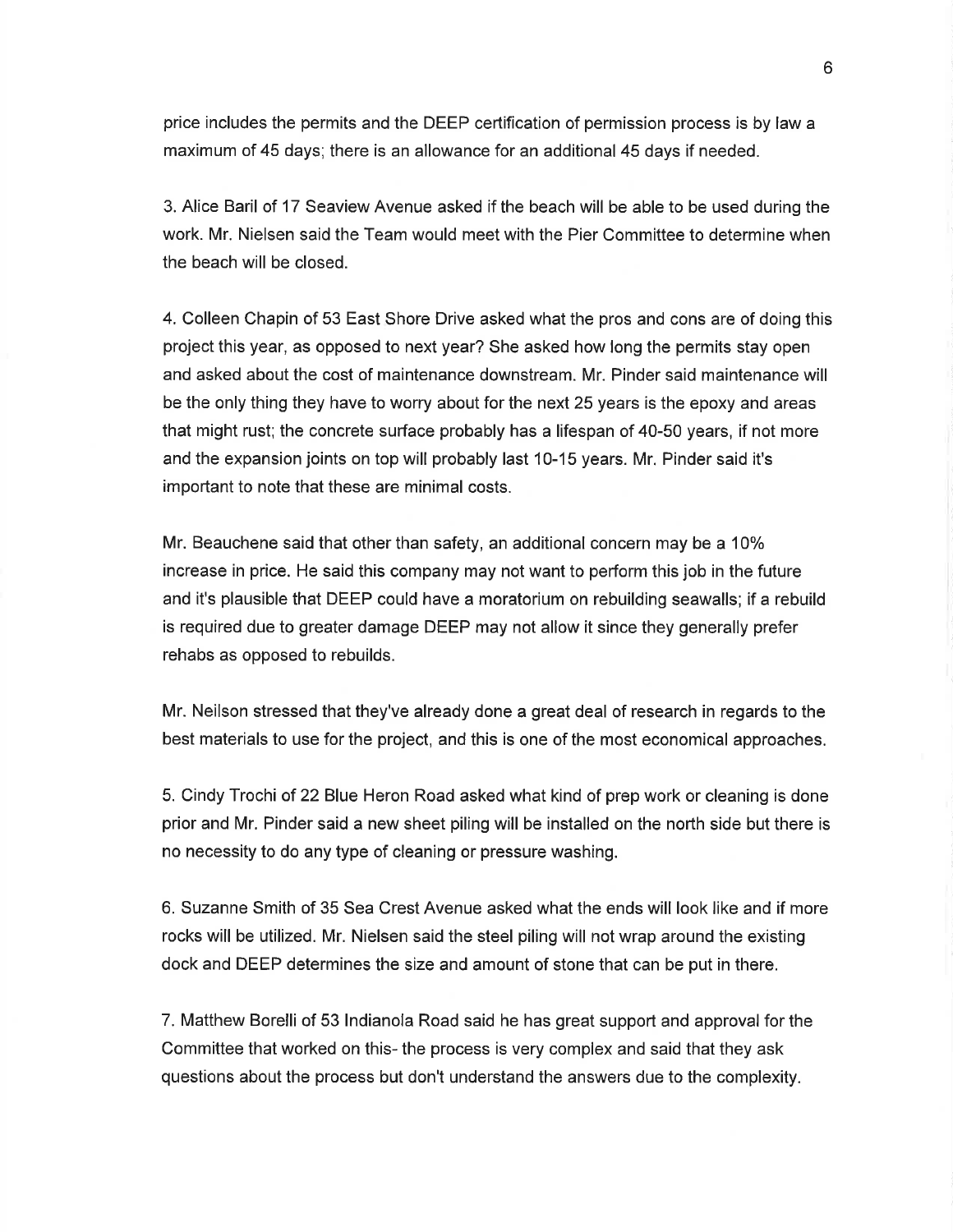price includes the permits and the DEEP certification of permission process is by law a maximum of 45 days; there is an allowance for an additional 45 days if needed.

3. Alice Baril of 17 Seaview Avenue asked if the beach will be able to be used during the work. Mr. Nielsen said the Team would meet with the Pier Committee to determine when the beach will be closed.

4. Colleen Chapin of 53 East Shore Drive asked what the pros and cons are of doing this project this year, as opposed to next year? She asked how long the permits stay open and asked about the cost of maintenance downstream. Mr. Pinder said maintenance will be the only thing they have to worry about for the next 25 years is the epoxy and areas that might rust; the concrete surface probably has a lifespan of 40-50 years, if not more and the expansion joints on top will probably last 10-15 years. Mr. Pinder said it's important to note that these are minimal costs.

Mr. Beauchene said that other than safety, an additional concern may be a 10% increase in price. He said this company may not want to perform this job in the future and it's plausible that DEEP could have a moratorium on rebuilding seawalls; if a rebuild is required due to greater damage DEEP may not allow it since they generally prefer rehabs as opposed to rebuilds.

Mr. Neilson stressed that they've already done a great deal of research in regards to the best materials to use for the project, and this is one of the most economical approaches.

5. Cindy Trochi of 22 Blue Heron Road asked what kind of prep work or cleaning is done prior and Mr. Pinder said a new sheet piling will be installed on the north side but there is no necessity to do any type of cleaning or pressure washing.

6. Suzanne Smith of 35 Sea Crest Avenue asked what the ends will look like and if more rocks will be utilized. Mr. Nielsen said the steel piling will not wrap around the existing dock and DEEP determines the size and amount of stone that can be put in there.

7. Matthew Borelli of 53 Indianola Road said he has great support and approval for the Committee that worked on this- the process is very complex and said that they ask questions about the process but don't understand the answers due to the complexity.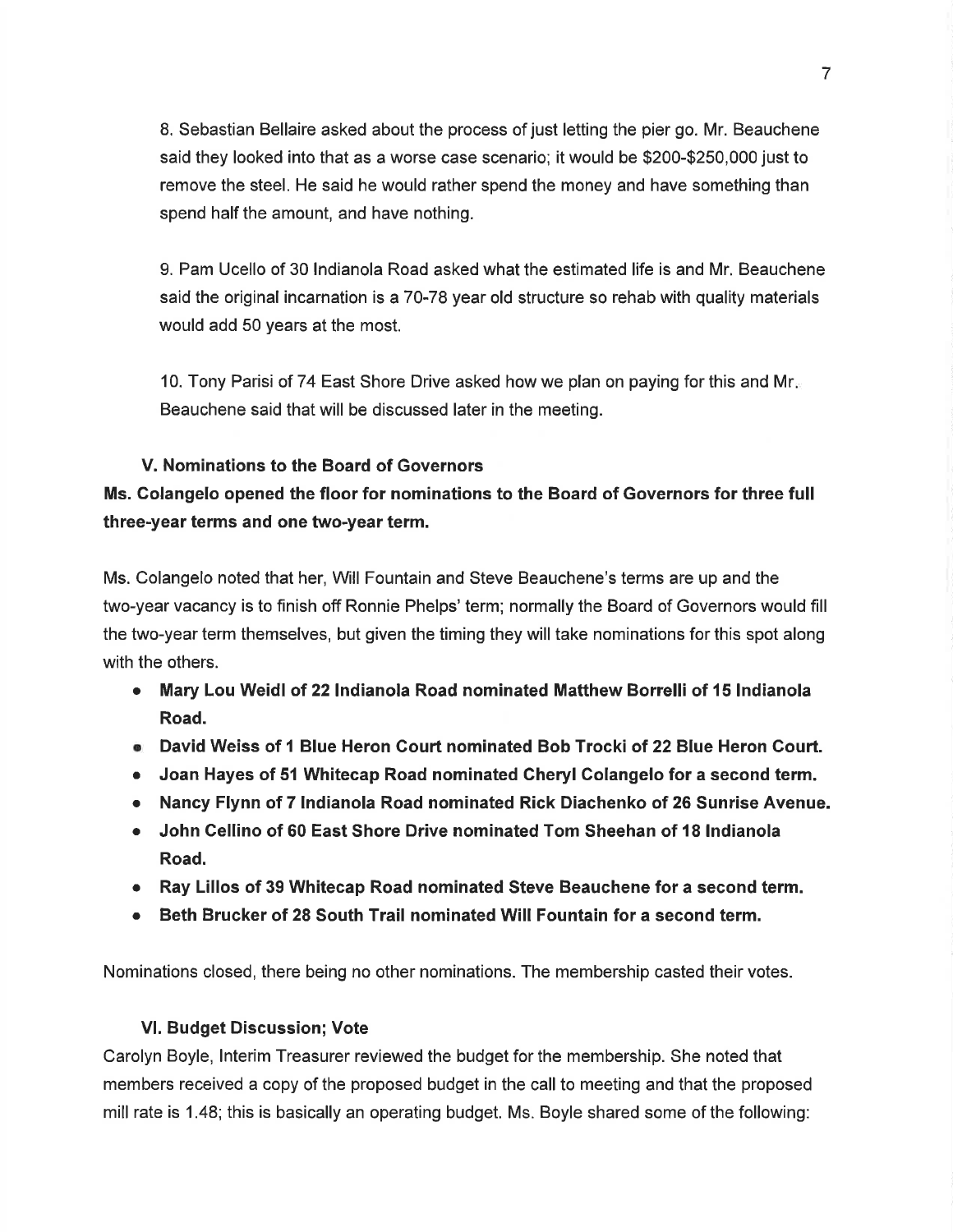8. Sebastian Bellaire asked about the process of just letting the pier go. Mr. Beauchene said they looked into that as a worse case scenario; it would be $200-$250,000 just to remove the steel. He said he would rather spend the money and have something than spend half the amount, and have nothing.

9. Pam Ucello of 30 Indianola Road asked what the estimated life is and Mr. Beauchene said the original incarnation is a 70-78 year old structure so rehab with quality materials would add 50 years at the most.

10. Tony Parisi of 74 East Shore Drive asked how we plan on paying for this and Mr. Beauchene said that will be discussed later in the meeting.

### V. Nominations to the Board of Governors

**Ms. Colangelo opened the floor for nominations to the Board of Governors for three full three-year terms and one two-year term.**

Ms. Colangelo noted that her, Will Fountain and Steve Beauchene's terms are up and the two-year vacancy is to finish off Ronnie Phelps' term; normally the Board of Governors would fill the two-year term themselves, but given the timing they will take nominations for this spot along with the others.

- **Mary Lou Weidl of 22 Indianola Road nominated Matthew Borrelli of 15 Indianola Road.**
- **David Weiss of 1 Blue Heron Court nominated Bob Trocki of 22 Blue Heron Court.**
- **Joan Hayes of 51 Whitecap Road nominated Cheryl Colangelo for a second term.**
- **Nancy Flynn of 7 Indianola Road nominated Rick Diachenko of 26 Sunrise Avenue.**
- **John Cellino of 60 East Shore Drive nominated Tom Sheehan of 18 Indianola Road.**
- **Ray Lillos of 39 Whitecap Road nominated Steve Beauchene for a second term.**
- **Beth Brucker of 28 South Trail nominated Will Fountain for a second term.**

Nominations closed, there being no other nominations. The membership casted their votes.

### VI. Budget Discussion; Vote

Carolyn Boyle, Interim Treasurer reviewed the budget for the membership. She noted that members received a copy of the proposed budget in the call to meeting and that the proposed mill rate is 1.48; this is basically an operating budget. Ms. Boyle shared some of the following: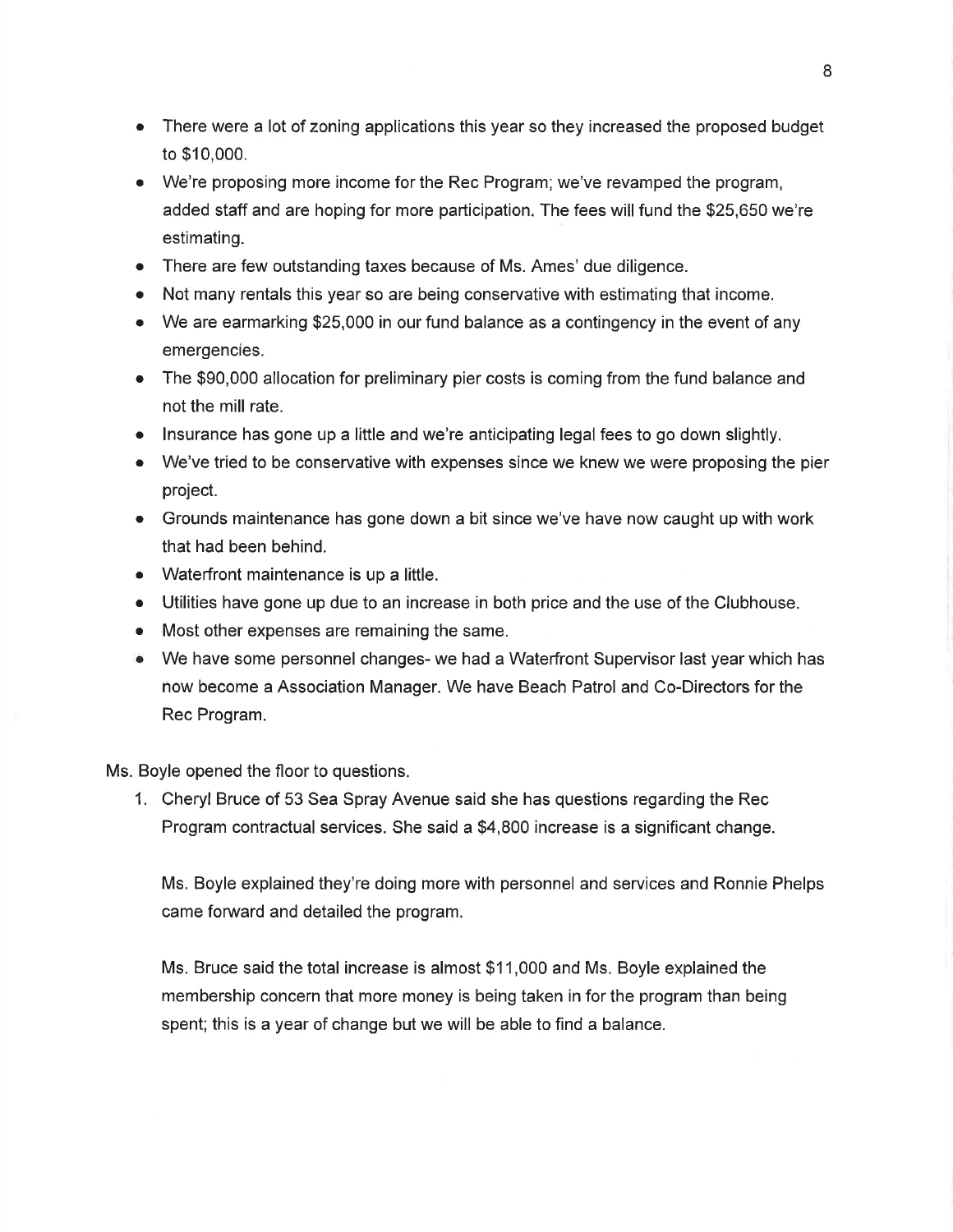- There were a lot of zoning applications this year so they increased the proposed budget to $10,000.
- We're proposing more income for the Rec Program; we've revamped the program, added staff and are hoping for more participation. The fees will fund the $25,650 we're estimating.
- There are few outstanding taxes because of Ms. Ames' due diligence.
- Not many rentals this year so are being conservative with estimating that income.
- We are earmarking $25,000 in our fund balance as a contingency in the event of any emergencies.
- The $90,000 allocation for preliminary pier costs is coming from the fund balance and not the mill rate.
- Insurance has gone up a little and we're anticipating legal fees to go down slightly.
- We've tried to be conservative with expenses since we knew we were proposing the pier project.
- Grounds maintenance has gone down a bit since we've have now caught up with work that had been behind.
- Waterfront maintenance is up a little.
- Utilities have gone up due to an increase in both price and the use of the Clubhouse.
- Most other expenses are remaining the same.
- We have some personnel changes- we had a Waterfront Supervisor last year which has now become a Association Manager. We have Beach Patrol and Co-Directors for the Rec Program.

Ms. Boyle opened the floor to questions.

1. Cheryl Bruce of 53 Sea Spray Avenue said she has questions regarding the Rec Program contractual services. She said a $4,800 increase is a significant change.

   Ms. Boyle explained they're doing more with personnel and services and Ronnie Phelps came forward and detailed the program.

   Ms. Bruce said the total increase is almost $11,000 and Ms. Boyle explained the membership concern that more money is being taken in for the program than being spent; this is a year of change but we will be able to find a balance.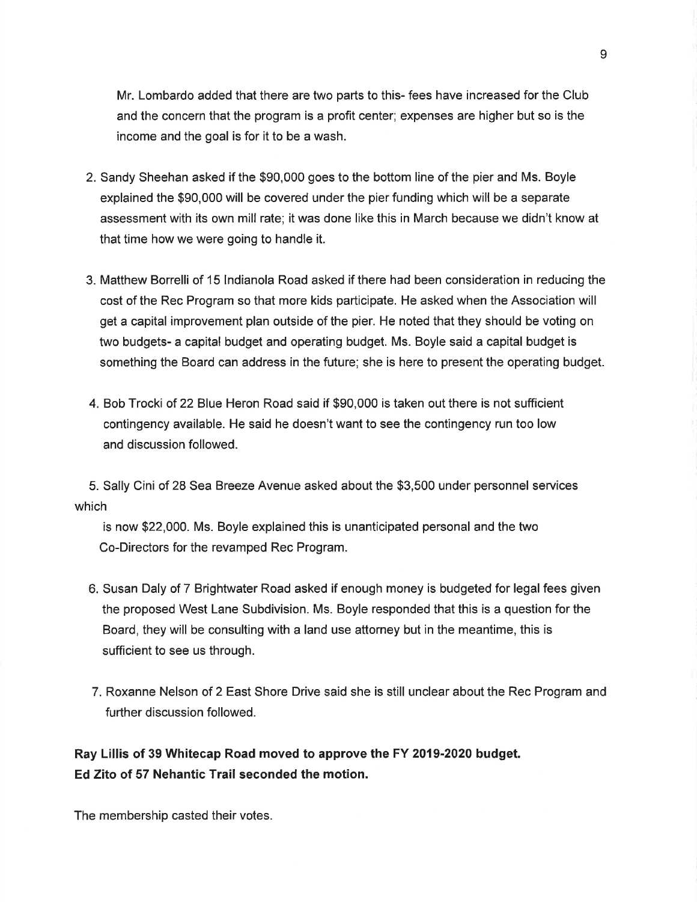Mr. Lombardo added that there are two parts to this- fees have increased for the Club and the concern that the program is a profit center; expenses are higher but so is the income and the goal is for it to be a wash.

2. Sandy Sheehan asked if the $90,000 goes to the bottom line of the pier and Ms. Boyle explained the $90,000 will be covered under the pier funding which will be a separate assessment with its own mill rate; it was done like this in March because we didn't know at that time how we were going to handle it.

3. Matthew Borrelli of 15 Indianola Road asked if there had been consideration in reducing the cost of the Rec Program so that more kids participate. He asked when the Association will get a capital improvement plan outside of the pier. He noted that they should be voting on two budgets- a capital budget and operating budget. Ms. Boyle said a capital budget is something the Board can address in the future; she is here to present the operating budget.

4. Bob Trocki of 22 Blue Heron Road said if $90,000 is taken out there is not sufficient contingency available. He said he doesn't want to see the contingency run too low and discussion followed.

5. Sally Cini of 28 Sea Breeze Avenue asked about the $3,500 under personnel services which is now $22,000. Ms. Boyle explained this is unanticipated personal and the two Co-Directors for the revamped Rec Program.

6. Susan Daly of 7 Brightwater Road asked if enough money is budgeted for legal fees given the proposed West Lane Subdivision. Ms. Boyle responded that this is a question for the Board, they will be consulting with a land use attorney but in the meantime, this is sufficient to see us through.

7. Roxanne Nelson of 2 East Shore Drive said she is still unclear about the Rec Program and further discussion followed.

**Ray Lillis of 39 Whitecap Road moved to approve the FY 2019-2020 budget.**
**Ed Zito of 57 Nehantic Trail seconded the motion.**

The membership casted their votes.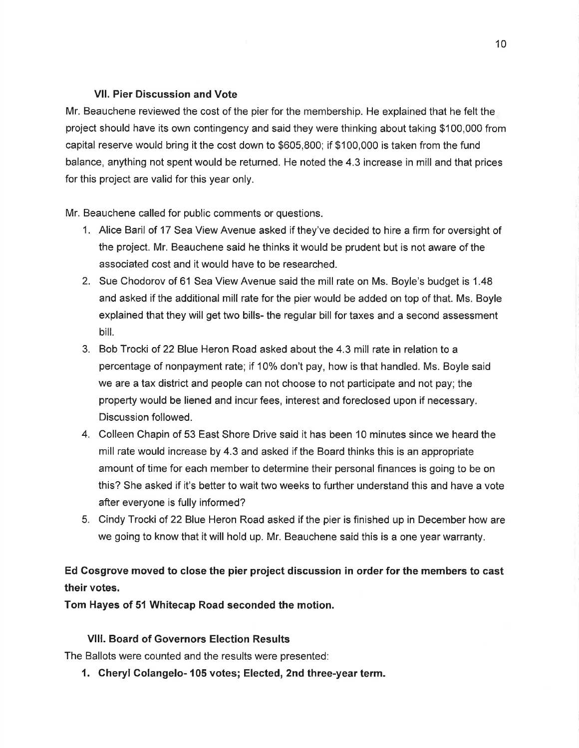### VII. Pier Discussion and Vote

Mr. Beauchene reviewed the cost of the pier for the membership. He explained that he felt the project should have its own contingency and said they were thinking about taking $100,000 from capital reserve would bring it the cost down to $605,800; if $100,000 is taken from the fund balance, anything not spent would be returned. He noted the 4.3 increase in mill and that prices for this project are valid for this year only.

Mr. Beauchene called for public comments or questions.

1. Alice Baril of 17 Sea View Avenue asked if they've decided to hire a firm for oversight of the project. Mr. Beauchene said he thinks it would be prudent but is not aware of the associated cost and it would have to be researched.
2. Sue Chodorov of 61 Sea View Avenue said the mill rate on Ms. Boyle's budget is 1.48 and asked if the additional mill rate for the pier would be added on top of that. Ms. Boyle explained that they will get two bills- the regular bill for taxes and a second assessment bill.
3. Bob Trocki of 22 Blue Heron Road asked about the 4.3 mill rate in relation to a percentage of nonpayment rate; if 10% don't pay, how is that handled. Ms. Boyle said we are a tax district and people can not choose to not participate and not pay; the property would be liened and incur fees, interest and foreclosed upon if necessary. Discussion followed.
4. Colleen Chapin of 53 East Shore Drive said it has been 10 minutes since we heard the mill rate would increase by 4.3 and asked if the Board thinks this is an appropriate amount of time for each member to determine their personal finances is going to be on this? She asked if it's better to wait two weeks to further understand this and have a vote after everyone is fully informed?
5. Cindy Trocki of 22 Blue Heron Road asked if the pier is finished up in December how are we going to know that it will hold up. Mr. Beauchene said this is a one year warranty.

**Ed Cosgrove moved to close the pier project discussion in order for the members to cast their votes.**

**Tom Hayes of 51 Whitecap Road seconded the motion.**

### VIII. Board of Governors Election Results

The Ballots were counted and the results were presented:

1. **Cheryl Colangelo- 105 votes; Elected, 2nd three-year term.**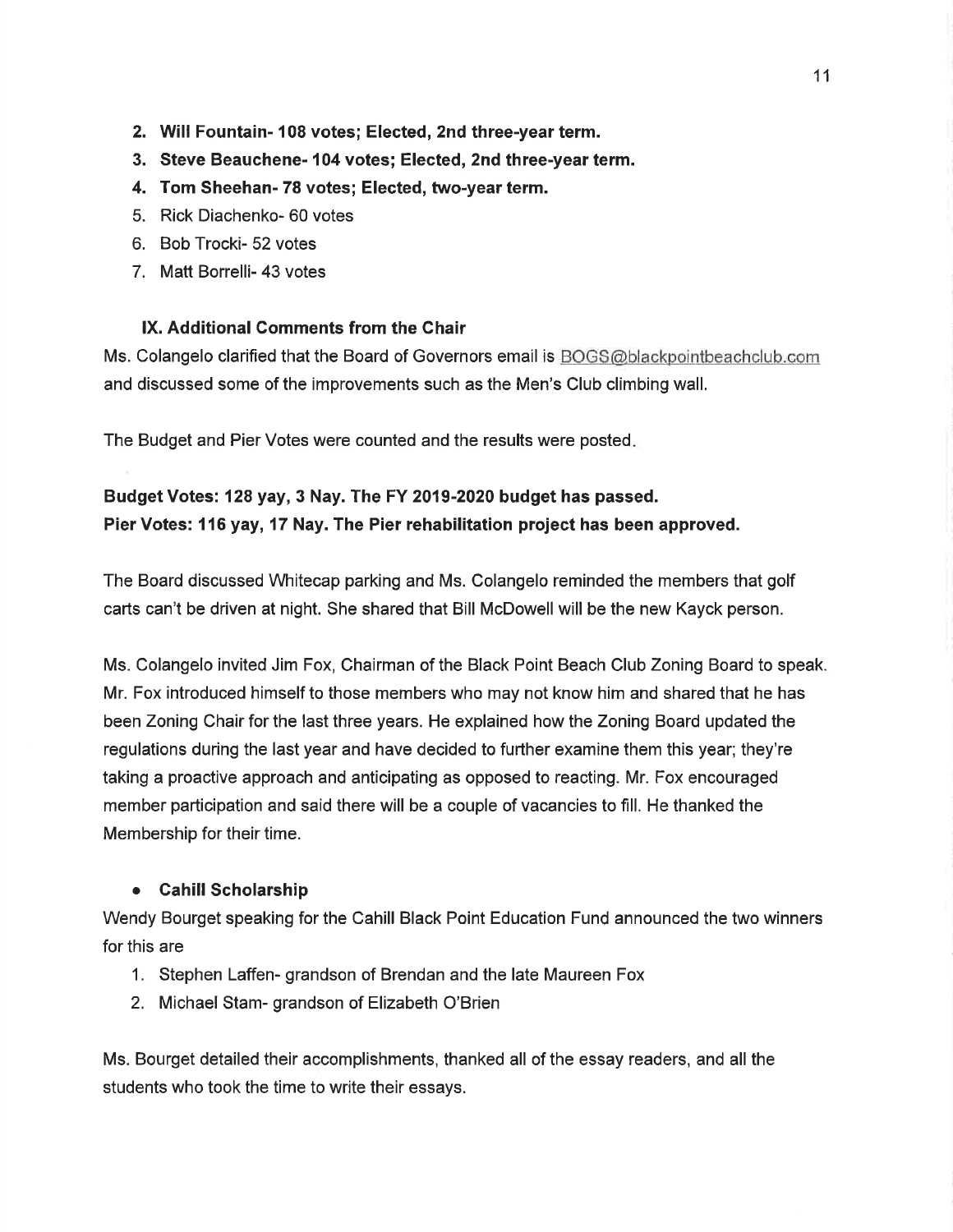2. **Will Fountain- 108 votes; Elected, 2nd three-year term.**
3. **Steve Beauchene- 104 votes; Elected, 2nd three-year term.**
4. **Tom Sheehan- 78 votes; Elected, two-year term.**
5. Rick Diachenko- 60 votes
6. Bob Trocki- 52 votes
7. Matt Borrelli- 43 votes

### IX. Additional Comments from the Chair

Ms. Colangelo clarified that the Board of Governors email is BOGS@blackpointbeachclub.com and discussed some of the improvements such as the Men's Club climbing wall.

The Budget and Pier Votes were counted and the results were posted.

**Budget Votes: 128 yay, 3 Nay. The FY 2019-2020 budget has passed.**
**Pier Votes: 116 yay, 17 Nay. The Pier rehabilitation project has been approved.**

The Board discussed Whitecap parking and Ms. Colangelo reminded the members that golf carts can't be driven at night. She shared that Bill McDowell will be the new Kayck person.

Ms. Colangelo invited Jim Fox, Chairman of the Black Point Beach Club Zoning Board to speak. Mr. Fox introduced himself to those members who may not know him and shared that he has been Zoning Chair for the last three years. He explained how the Zoning Board updated the regulations during the last year and have decided to further examine them this year; they're taking a proactive approach and anticipating as opposed to reacting. Mr. Fox encouraged member participation and said there will be a couple of vacancies to fill. He thanked the Membership for their time.

- **Cahill Scholarship**

Wendy Bourget speaking for the Cahill Black Point Education Fund announced the two winners for this are

1. Stephen Laffen- grandson of Brendan and the late Maureen Fox
2. Michael Stam- grandson of Elizabeth O'Brien

Ms. Bourget detailed their accomplishments, thanked all of the essay readers, and all the students who took the time to write their essays.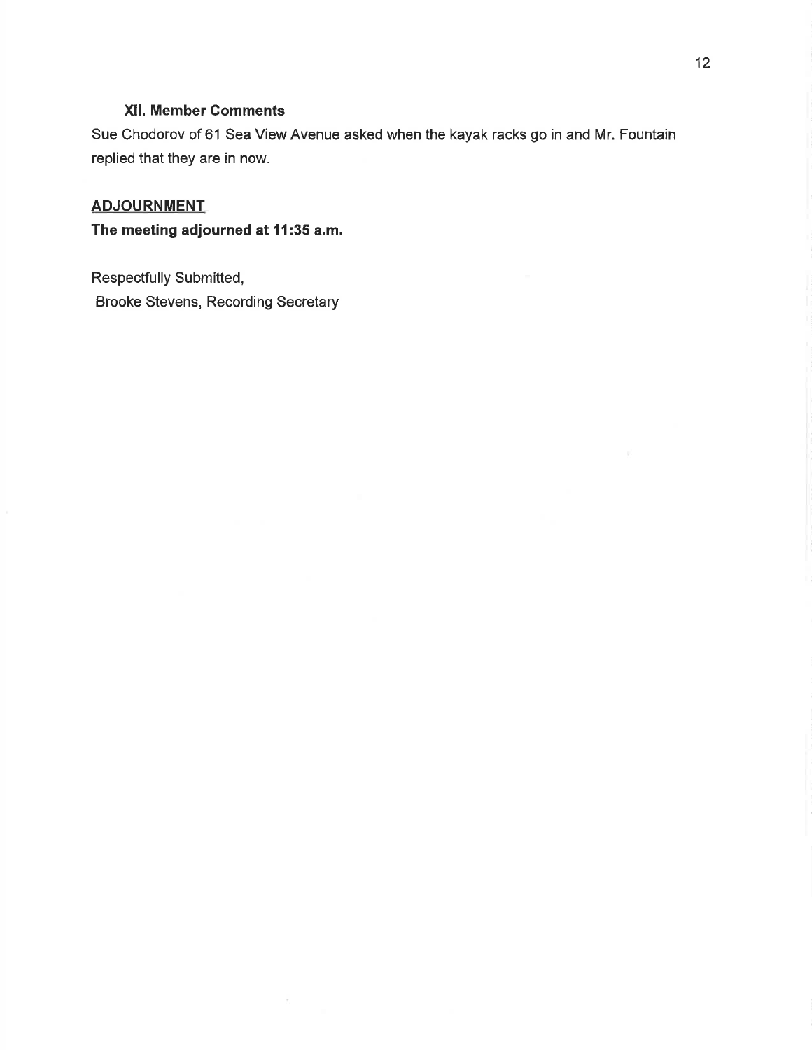### XII. Member Comments

Sue Chodorov of 61 Sea View Avenue asked when the kayak racks go in and Mr. Fountain replied that they are in now.

**ADJOURNMENT**

**The meeting adjourned at 11:35 a.m.**

Respectfully Submitted,
Brooke Stevens, Recording Secretary